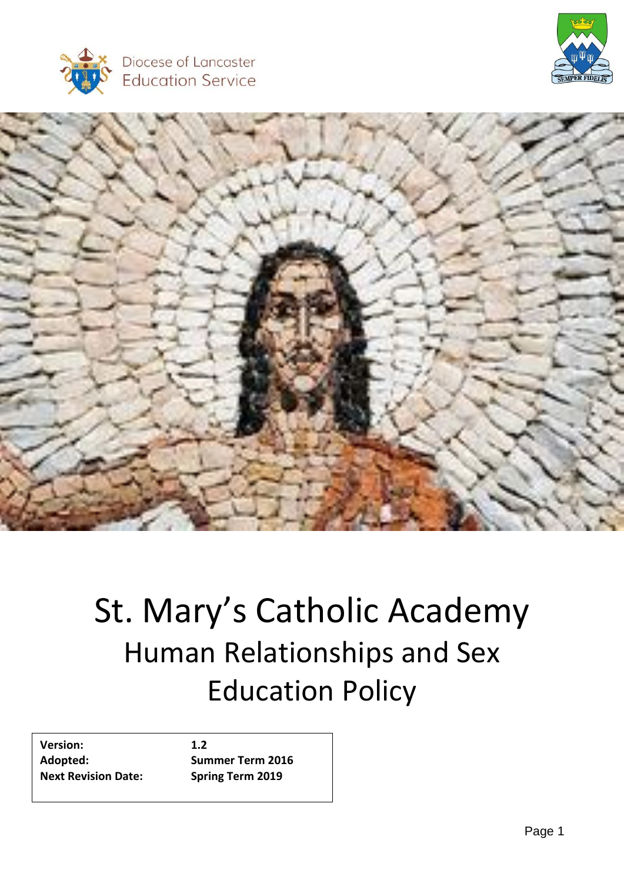Diocese of Lancaster
Education Service

SEMPER FIDELIS

# St. Mary's Catholic Academy

## Human Relationships and Sex Education Policy

| | |
|---|---|
| **Version:** | **1.2** |
| **Adopted:** | **Summer Term 2016** |
| **Next Revision Date:** | **Spring Term 2019** |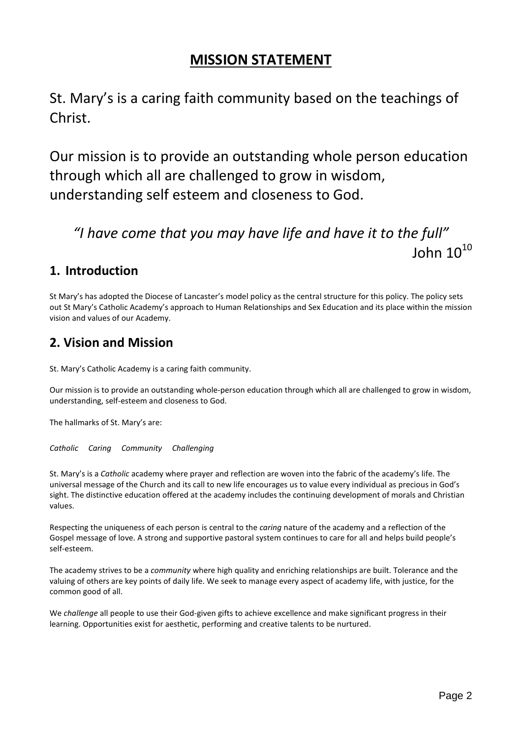# MISSION STATEMENT

St. Mary's is a caring faith community based on the teachings of Christ.

Our mission is to provide an outstanding whole person education through which all are challenged to grow in wisdom, understanding self esteem and closeness to God.

*"I have come that you may have life and have it to the full"*

John 10[10]

## 1. Introduction

St Mary's has adopted the Diocese of Lancaster's model policy as the central structure for this policy. The policy sets out St Mary's Catholic Academy's approach to Human Relationships and Sex Education and its place within the mission vision and values of our Academy.

## 2. Vision and Mission

St. Mary's Catholic Academy is a caring faith community.

Our mission is to provide an outstanding whole-person education through which all are challenged to grow in wisdom, understanding, self-esteem and closeness to God.

The hallmarks of St. Mary's are:

*Catholic Caring Community Challenging*

St. Mary's is a *Catholic* academy where prayer and reflection are woven into the fabric of the academy's life. The universal message of the Church and its call to new life encourages us to value every individual as precious in God's sight. The distinctive education offered at the academy includes the continuing development of morals and Christian values.

Respecting the uniqueness of each person is central to the *caring* nature of the academy and a reflection of the Gospel message of love. A strong and supportive pastoral system continues to care for all and helps build people's self-esteem.

The academy strives to be a *community* where high quality and enriching relationships are built. Tolerance and the valuing of others are key points of daily life. We seek to manage every aspect of academy life, with justice, for the common good of all.

We *challenge* all people to use their God-given gifts to achieve excellence and make significant progress in their learning. Opportunities exist for aesthetic, performing and creative talents to be nurtured.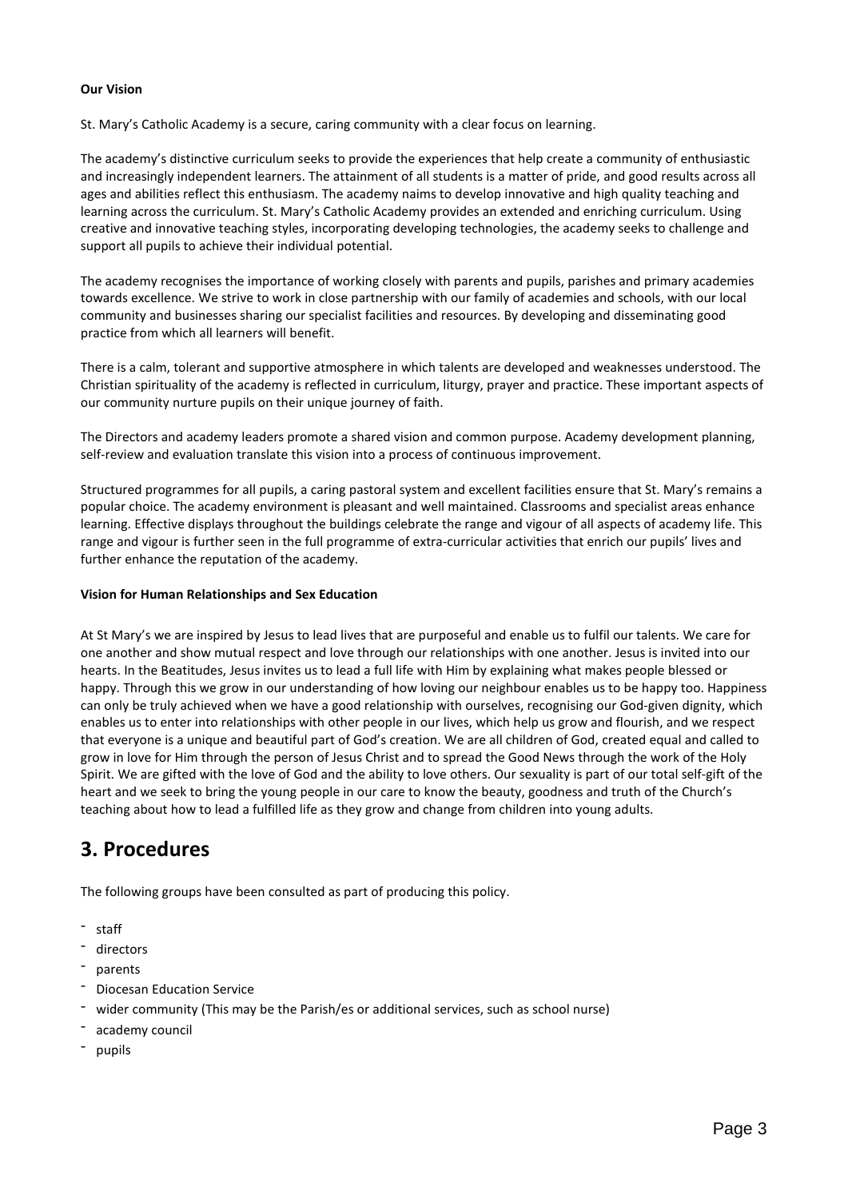**Our Vision**

St. Mary's Catholic Academy is a secure, caring community with a clear focus on learning.

The academy's distinctive curriculum seeks to provide the experiences that help create a community of enthusiastic and increasingly independent learners. The attainment of all students is a matter of pride, and good results across all ages and abilities reflect this enthusiasm. The academy naims to develop innovative and high quality teaching and learning across the curriculum. St. Mary's Catholic Academy provides an extended and enriching curriculum. Using creative and innovative teaching styles, incorporating developing technologies, the academy seeks to challenge and support all pupils to achieve their individual potential.

The academy recognises the importance of working closely with parents and pupils, parishes and primary academies towards excellence. We strive to work in close partnership with our family of academies and schools, with our local community and businesses sharing our specialist facilities and resources. By developing and disseminating good practice from which all learners will benefit.

There is a calm, tolerant and supportive atmosphere in which talents are developed and weaknesses understood. The Christian spirituality of the academy is reflected in curriculum, liturgy, prayer and practice. These important aspects of our community nurture pupils on their unique journey of faith.

The Directors and academy leaders promote a shared vision and common purpose. Academy development planning, self-review and evaluation translate this vision into a process of continuous improvement.

Structured programmes for all pupils, a caring pastoral system and excellent facilities ensure that St. Mary's remains a popular choice. The academy environment is pleasant and well maintained. Classrooms and specialist areas enhance learning. Effective displays throughout the buildings celebrate the range and vigour of all aspects of academy life. This range and vigour is further seen in the full programme of extra-curricular activities that enrich our pupils' lives and further enhance the reputation of the academy.

**Vision for Human Relationships and Sex Education**

At St Mary's we are inspired by Jesus to lead lives that are purposeful and enable us to fulfil our talents. We care for one another and show mutual respect and love through our relationships with one another. Jesus is invited into our hearts. In the Beatitudes, Jesus invites us to lead a full life with Him by explaining what makes people blessed or happy. Through this we grow in our understanding of how loving our neighbour enables us to be happy too. Happiness can only be truly achieved when we have a good relationship with ourselves, recognising our God-given dignity, which enables us to enter into relationships with other people in our lives, which help us grow and flourish, and we respect that everyone is a unique and beautiful part of God's creation. We are all children of God, created equal and called to grow in love for Him through the person of Jesus Christ and to spread the Good News through the work of the Holy Spirit. We are gifted with the love of God and the ability to love others. Our sexuality is part of our total self-gift of the heart and we seek to bring the young people in our care to know the beauty, goodness and truth of the Church's teaching about how to lead a fulfilled life as they grow and change from children into young adults.

## 3. Procedures

The following groups have been consulted as part of producing this policy.

- staff
- directors
- parents
- Diocesan Education Service
- wider community (This may be the Parish/es or additional services, such as school nurse)
- academy council
- pupils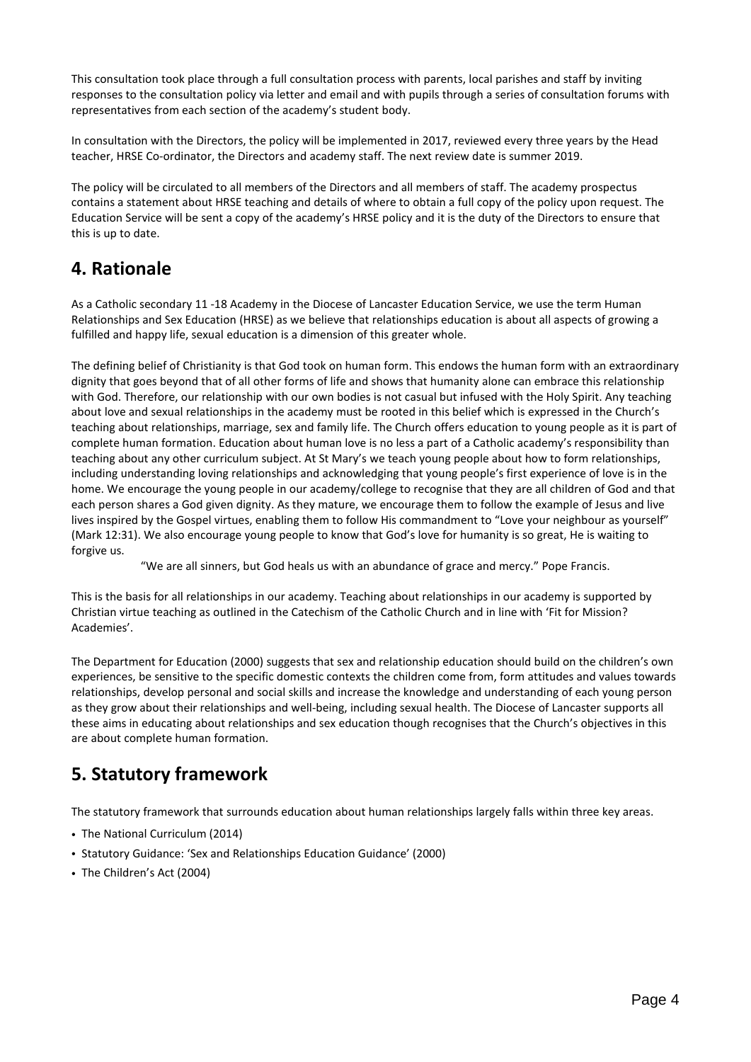This consultation took place through a full consultation process with parents, local parishes and staff by inviting responses to the consultation policy via letter and email and with pupils through a series of consultation forums with representatives from each section of the academy's student body.

In consultation with the Directors, the policy will be implemented in 2017, reviewed every three years by the Head teacher, HRSE Co-ordinator, the Directors and academy staff. The next review date is summer 2019.

The policy will be circulated to all members of the Directors and all members of staff. The academy prospectus contains a statement about HRSE teaching and details of where to obtain a full copy of the policy upon request. The Education Service will be sent a copy of the academy's HRSE policy and it is the duty of the Directors to ensure that this is up to date.

## 4. Rationale

As a Catholic secondary 11 -18 Academy in the Diocese of Lancaster Education Service, we use the term Human Relationships and Sex Education (HRSE) as we believe that relationships education is about all aspects of growing a fulfilled and happy life, sexual education is a dimension of this greater whole.

The defining belief of Christianity is that God took on human form. This endows the human form with an extraordinary dignity that goes beyond that of all other forms of life and shows that humanity alone can embrace this relationship with God. Therefore, our relationship with our own bodies is not casual but infused with the Holy Spirit. Any teaching about love and sexual relationships in the academy must be rooted in this belief which is expressed in the Church's teaching about relationships, marriage, sex and family life. The Church offers education to young people as it is part of complete human formation. Education about human love is no less a part of a Catholic academy's responsibility than teaching about any other curriculum subject. At St Mary's we teach young people about how to form relationships, including understanding loving relationships and acknowledging that young people's first experience of love is in the home. We encourage the young people in our academy/college to recognise that they are all children of God and that each person shares a God given dignity. As they mature, we encourage them to follow the example of Jesus and live lives inspired by the Gospel virtues, enabling them to follow His commandment to "Love your neighbour as yourself" (Mark 12:31). We also encourage young people to know that God's love for humanity is so great, He is waiting to forgive us.

"We are all sinners, but God heals us with an abundance of grace and mercy." Pope Francis.

This is the basis for all relationships in our academy. Teaching about relationships in our academy is supported by Christian virtue teaching as outlined in the Catechism of the Catholic Church and in line with 'Fit for Mission? Academies'.

The Department for Education (2000) suggests that sex and relationship education should build on the children's own experiences, be sensitive to the specific domestic contexts the children come from, form attitudes and values towards relationships, develop personal and social skills and increase the knowledge and understanding of each young person as they grow about their relationships and well-being, including sexual health. The Diocese of Lancaster supports all these aims in educating about relationships and sex education though recognises that the Church's objectives in this are about complete human formation.

## 5. Statutory framework

The statutory framework that surrounds education about human relationships largely falls within three key areas.

- The National Curriculum (2014)
- Statutory Guidance: 'Sex and Relationships Education Guidance' (2000)
- The Children's Act (2004)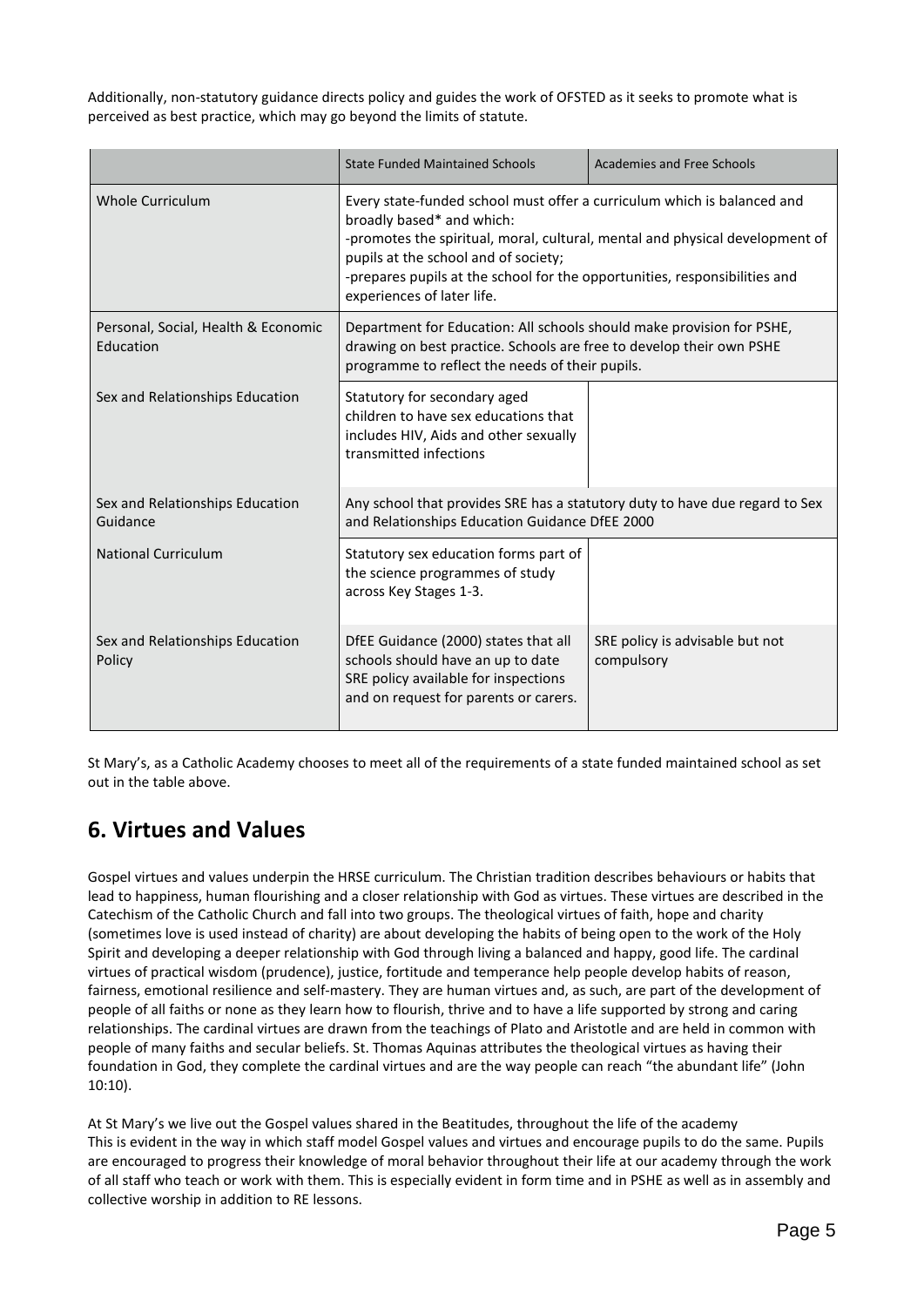Additionally, non-statutory guidance directs policy and guides the work of OFSTED as it seeks to promote what is perceived as best practice, which may go beyond the limits of statute.

| | State Funded Maintained Schools | Academies and Free Schools |
|---|---|---|
| Whole Curriculum | Every state-funded school must offer a curriculum which is balanced and broadly based* and which:<br>-promotes the spiritual, moral, cultural, mental and physical development of pupils at the school and of society;<br>-prepares pupils at the school for the opportunities, responsibilities and experiences of later life. | |
| Personal, Social, Health & Economic Education | Department for Education: All schools should make provision for PSHE, drawing on best practice. Schools are free to develop their own PSHE programme to reflect the needs of their pupils. | |
| Sex and Relationships Education | Statutory for secondary aged children to have sex educations that includes HIV, Aids and other sexually transmitted infections | |
| Sex and Relationships Education Guidance | Any school that provides SRE has a statutory duty to have due regard to Sex and Relationships Education Guidance DfEE 2000 | |
| National Curriculum | Statutory sex education forms part of the science programmes of study across Key Stages 1-3. | |
| Sex and Relationships Education Policy | DfEE Guidance (2000) states that all schools should have an up to date SRE policy available for inspections and on request for parents or carers. | SRE policy is advisable but not compulsory |

St Mary's, as a Catholic Academy chooses to meet all of the requirements of a state funded maintained school as set out in the table above.

## 6. Virtues and Values

Gospel virtues and values underpin the HRSE curriculum. The Christian tradition describes behaviours or habits that lead to happiness, human flourishing and a closer relationship with God as virtues. These virtues are described in the Catechism of the Catholic Church and fall into two groups. The theological virtues of faith, hope and charity (sometimes love is used instead of charity) are about developing the habits of being open to the work of the Holy Spirit and developing a deeper relationship with God through living a balanced and happy, good life. The cardinal virtues of practical wisdom (prudence), justice, fortitude and temperance help people develop habits of reason, fairness, emotional resilience and self-mastery. They are human virtues and, as such, are part of the development of people of all faiths or none as they learn how to flourish, thrive and to have a life supported by strong and caring relationships. The cardinal virtues are drawn from the teachings of Plato and Aristotle and are held in common with people of many faiths and secular beliefs. St. Thomas Aquinas attributes the theological virtues as having their foundation in God, they complete the cardinal virtues and are the way people can reach "the abundant life" (John 10:10).

At St Mary's we live out the Gospel values shared in the Beatitudes, throughout the life of the academy
This is evident in the way in which staff model Gospel values and virtues and encourage pupils to do the same. Pupils are encouraged to progress their knowledge of moral behavior throughout their life at our academy through the work of all staff who teach or work with them. This is especially evident in form time and in PSHE as well as in assembly and collective worship in addition to RE lessons.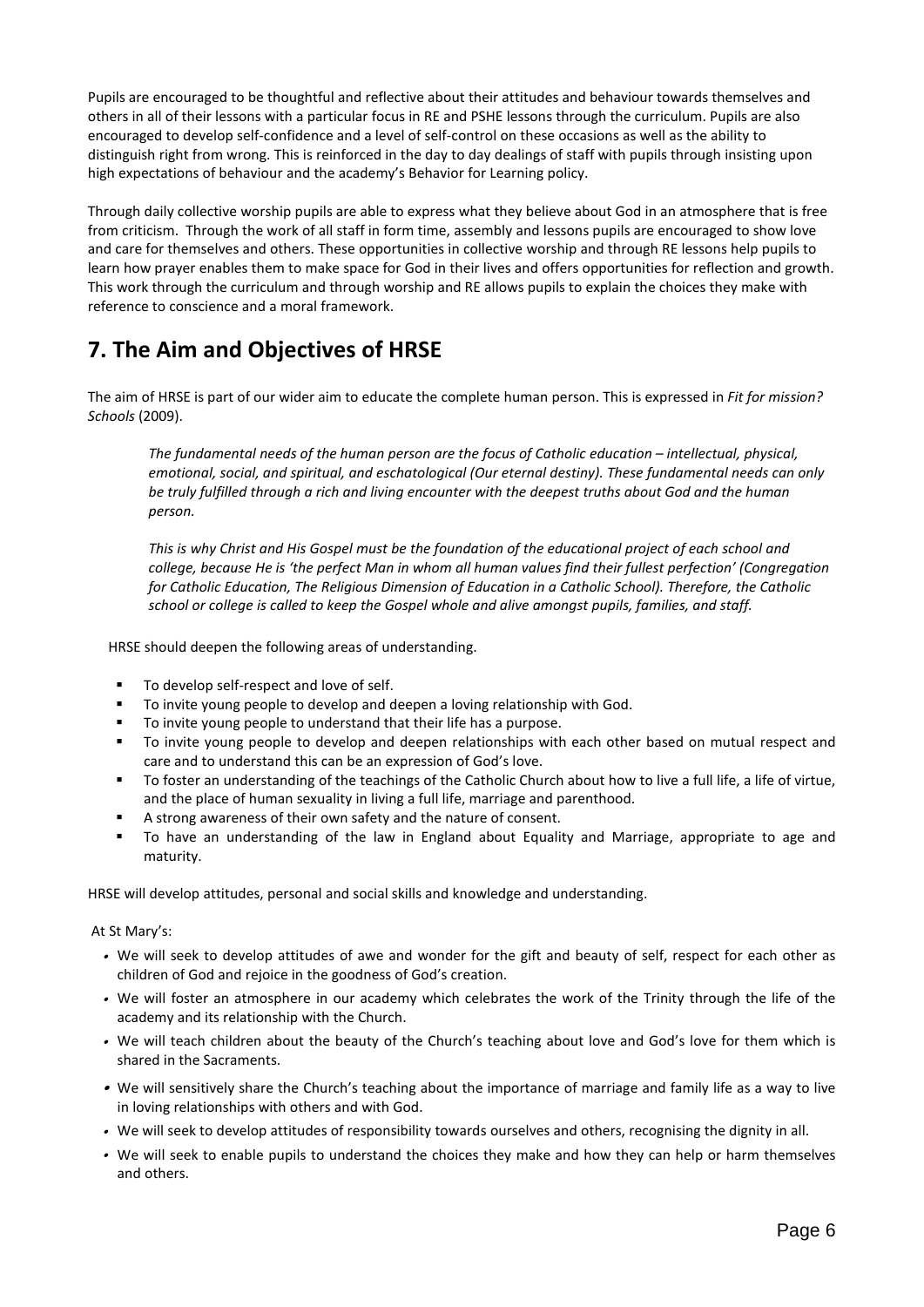Pupils are encouraged to be thoughtful and reflective about their attitudes and behaviour towards themselves and others in all of their lessons with a particular focus in RE and PSHE lessons through the curriculum. Pupils are also encouraged to develop self-confidence and a level of self-control on these occasions as well as the ability to distinguish right from wrong. This is reinforced in the day to day dealings of staff with pupils through insisting upon high expectations of behaviour and the academy's Behavior for Learning policy.

Through daily collective worship pupils are able to express what they believe about God in an atmosphere that is free from criticism. Through the work of all staff in form time, assembly and lessons pupils are encouraged to show love and care for themselves and others. These opportunities in collective worship and through RE lessons help pupils to learn how prayer enables them to make space for God in their lives and offers opportunities for reflection and growth. This work through the curriculum and through worship and RE allows pupils to explain the choices they make with reference to conscience and a moral framework.

## 7. The Aim and Objectives of HRSE

The aim of HRSE is part of our wider aim to educate the complete human person. This is expressed in *Fit for mission? Schools* (2009).

> *The fundamental needs of the human person are the focus of Catholic education – intellectual, physical, emotional, social, and spiritual, and eschatological (Our eternal destiny). These fundamental needs can only be truly fulfilled through a rich and living encounter with the deepest truths about God and the human person.*
>
> *This is why Christ and His Gospel must be the foundation of the educational project of each school and college, because He is 'the perfect Man in whom all human values find their fullest perfection' (Congregation for Catholic Education, The Religious Dimension of Education in a Catholic School). Therefore, the Catholic school or college is called to keep the Gospel whole and alive amongst pupils, families, and staff.*

HRSE should deepen the following areas of understanding.

- To develop self-respect and love of self.
- To invite young people to develop and deepen a loving relationship with God.
- To invite young people to understand that their life has a purpose.
- To invite young people to develop and deepen relationships with each other based on mutual respect and care and to understand this can be an expression of God's love.
- To foster an understanding of the teachings of the Catholic Church about how to live a full life, a life of virtue, and the place of human sexuality in living a full life, marriage and parenthood.
- A strong awareness of their own safety and the nature of consent.
- To have an understanding of the law in England about Equality and Marriage, appropriate to age and maturity.

HRSE will develop attitudes, personal and social skills and knowledge and understanding.

At St Mary's:

- We will seek to develop attitudes of awe and wonder for the gift and beauty of self, respect for each other as children of God and rejoice in the goodness of God's creation.
- We will foster an atmosphere in our academy which celebrates the work of the Trinity through the life of the academy and its relationship with the Church.
- We will teach children about the beauty of the Church's teaching about love and God's love for them which is shared in the Sacraments.
- We will sensitively share the Church's teaching about the importance of marriage and family life as a way to live in loving relationships with others and with God.
- We will seek to develop attitudes of responsibility towards ourselves and others, recognising the dignity in all.
- We will seek to enable pupils to understand the choices they make and how they can help or harm themselves and others.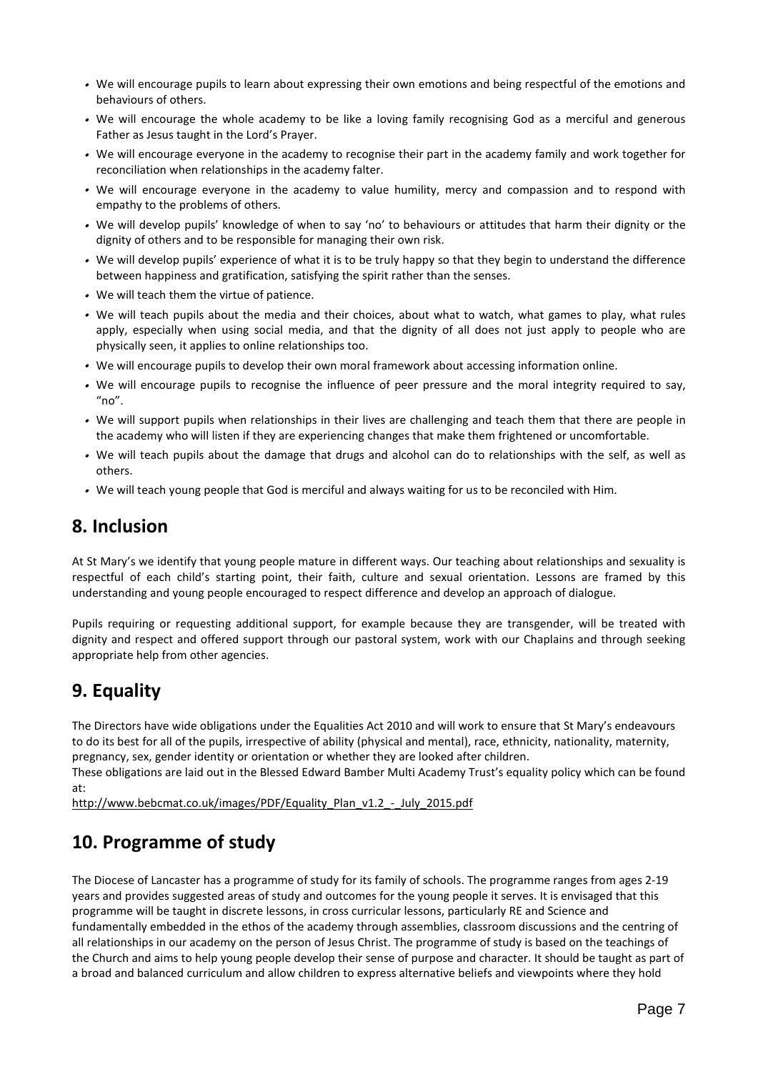- We will encourage pupils to learn about expressing their own emotions and being respectful of the emotions and behaviours of others.
- We will encourage the whole academy to be like a loving family recognising God as a merciful and generous Father as Jesus taught in the Lord's Prayer.
- We will encourage everyone in the academy to recognise their part in the academy family and work together for reconciliation when relationships in the academy falter.
- We will encourage everyone in the academy to value humility, mercy and compassion and to respond with empathy to the problems of others.
- We will develop pupils' knowledge of when to say 'no' to behaviours or attitudes that harm their dignity or the dignity of others and to be responsible for managing their own risk.
- We will develop pupils' experience of what it is to be truly happy so that they begin to understand the difference between happiness and gratification, satisfying the spirit rather than the senses.
- We will teach them the virtue of patience.
- We will teach pupils about the media and their choices, about what to watch, what games to play, what rules apply, especially when using social media, and that the dignity of all does not just apply to people who are physically seen, it applies to online relationships too.
- We will encourage pupils to develop their own moral framework about accessing information online.
- We will encourage pupils to recognise the influence of peer pressure and the moral integrity required to say, "no".
- We will support pupils when relationships in their lives are challenging and teach them that there are people in the academy who will listen if they are experiencing changes that make them frightened or uncomfortable.
- We will teach pupils about the damage that drugs and alcohol can do to relationships with the self, as well as others.
- We will teach young people that God is merciful and always waiting for us to be reconciled with Him.

## 8. Inclusion

At St Mary's we identify that young people mature in different ways. Our teaching about relationships and sexuality is respectful of each child's starting point, their faith, culture and sexual orientation. Lessons are framed by this understanding and young people encouraged to respect difference and develop an approach of dialogue.

Pupils requiring or requesting additional support, for example because they are transgender, will be treated with dignity and respect and offered support through our pastoral system, work with our Chaplains and through seeking appropriate help from other agencies.

## 9. Equality

The Directors have wide obligations under the Equalities Act 2010 and will work to ensure that St Mary's endeavours to do its best for all of the pupils, irrespective of ability (physical and mental), race, ethnicity, nationality, maternity, pregnancy, sex, gender identity or orientation or whether they are looked after children.

These obligations are laid out in the Blessed Edward Bamber Multi Academy Trust's equality policy which can be found at:

http://www.bebcmat.co.uk/images/PDF/Equality_Plan_v1.2_-_July_2015.pdf

## 10. Programme of study

The Diocese of Lancaster has a programme of study for its family of schools. The programme ranges from ages 2-19 years and provides suggested areas of study and outcomes for the young people it serves. It is envisaged that this programme will be taught in discrete lessons, in cross curricular lessons, particularly RE and Science and fundamentally embedded in the ethos of the academy through assemblies, classroom discussions and the centring of all relationships in our academy on the person of Jesus Christ. The programme of study is based on the teachings of the Church and aims to help young people develop their sense of purpose and character. It should be taught as part of a broad and balanced curriculum and allow children to express alternative beliefs and viewpoints where they hold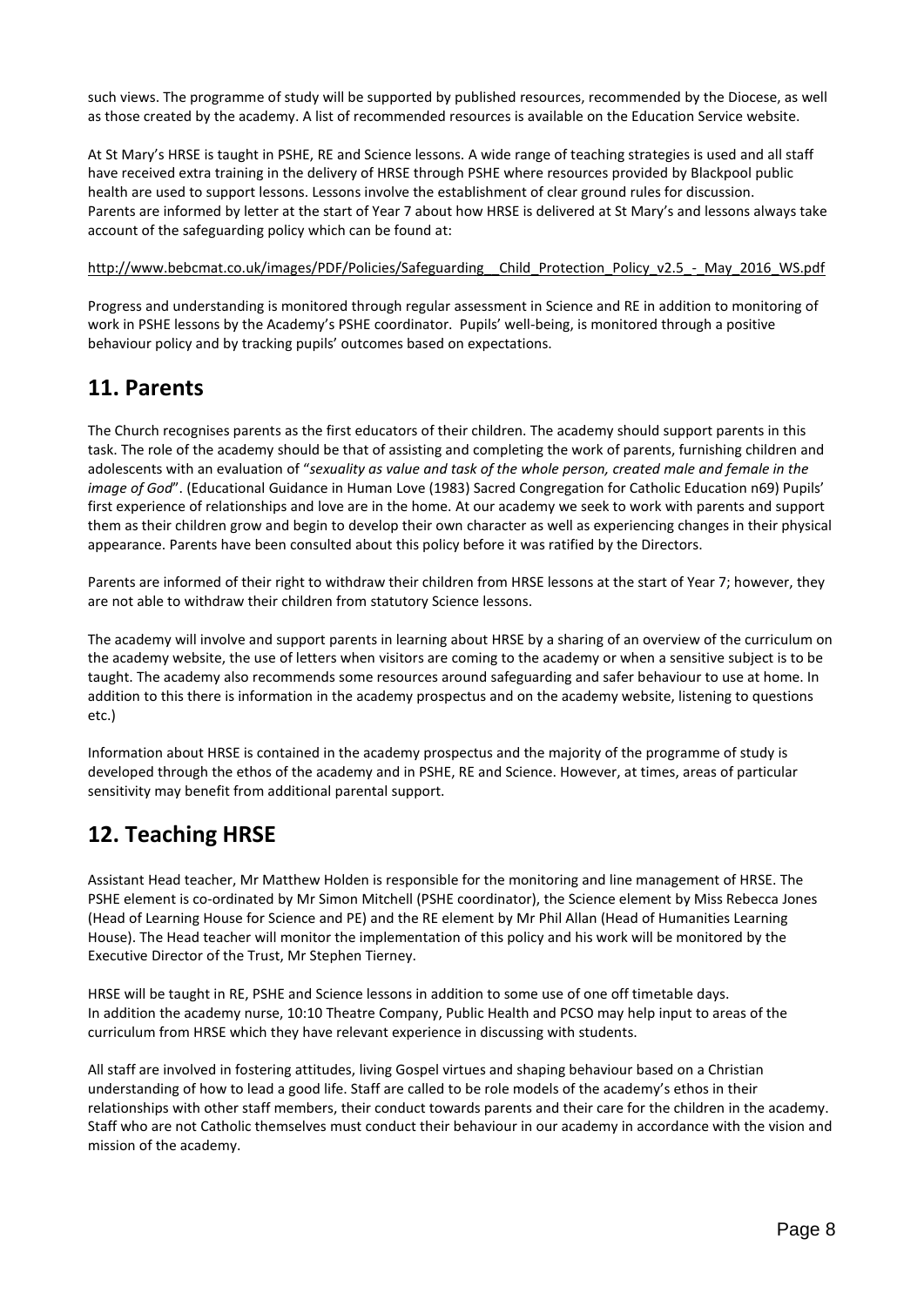such views. The programme of study will be supported by published resources, recommended by the Diocese, as well as those created by the academy. A list of recommended resources is available on the Education Service website.

At St Mary's HRSE is taught in PSHE, RE and Science lessons. A wide range of teaching strategies is used and all staff have received extra training in the delivery of HRSE through PSHE where resources provided by Blackpool public health are used to support lessons. Lessons involve the establishment of clear ground rules for discussion.
Parents are informed by letter at the start of Year 7 about how HRSE is delivered at St Mary's and lessons always take account of the safeguarding policy which can be found at:

http://www.bebcmat.co.uk/images/PDF/Policies/Safeguarding__Child_Protection_Policy_v2.5_-_May_2016_WS.pdf

Progress and understanding is monitored through regular assessment in Science and RE in addition to monitoring of work in PSHE lessons by the Academy's PSHE coordinator. Pupils' well-being, is monitored through a positive behaviour policy and by tracking pupils' outcomes based on expectations.

## 11. Parents

The Church recognises parents as the first educators of their children. The academy should support parents in this task. The role of the academy should be that of assisting and completing the work of parents, furnishing children and adolescents with an evaluation of "*sexuality as value and task of the whole person, created male and female in the image of God*". (Educational Guidance in Human Love (1983) Sacred Congregation for Catholic Education n69) Pupils' first experience of relationships and love are in the home. At our academy we seek to work with parents and support them as their children grow and begin to develop their own character as well as experiencing changes in their physical appearance. Parents have been consulted about this policy before it was ratified by the Directors.

Parents are informed of their right to withdraw their children from HRSE lessons at the start of Year 7; however, they are not able to withdraw their children from statutory Science lessons.

The academy will involve and support parents in learning about HRSE by a sharing of an overview of the curriculum on the academy website, the use of letters when visitors are coming to the academy or when a sensitive subject is to be taught. The academy also recommends some resources around safeguarding and safer behaviour to use at home. In addition to this there is information in the academy prospectus and on the academy website, listening to questions etc.)

Information about HRSE is contained in the academy prospectus and the majority of the programme of study is developed through the ethos of the academy and in PSHE, RE and Science. However, at times, areas of particular sensitivity may benefit from additional parental support.

## 12. Teaching HRSE

Assistant Head teacher, Mr Matthew Holden is responsible for the monitoring and line management of HRSE. The PSHE element is co-ordinated by Mr Simon Mitchell (PSHE coordinator), the Science element by Miss Rebecca Jones (Head of Learning House for Science and PE) and the RE element by Mr Phil Allan (Head of Humanities Learning House). The Head teacher will monitor the implementation of this policy and his work will be monitored by the Executive Director of the Trust, Mr Stephen Tierney.

HRSE will be taught in RE, PSHE and Science lessons in addition to some use of one off timetable days.
In addition the academy nurse, 10:10 Theatre Company, Public Health and PCSO may help input to areas of the curriculum from HRSE which they have relevant experience in discussing with students.

All staff are involved in fostering attitudes, living Gospel virtues and shaping behaviour based on a Christian understanding of how to lead a good life. Staff are called to be role models of the academy's ethos in their relationships with other staff members, their conduct towards parents and their care for the children in the academy. Staff who are not Catholic themselves must conduct their behaviour in our academy in accordance with the vision and mission of the academy.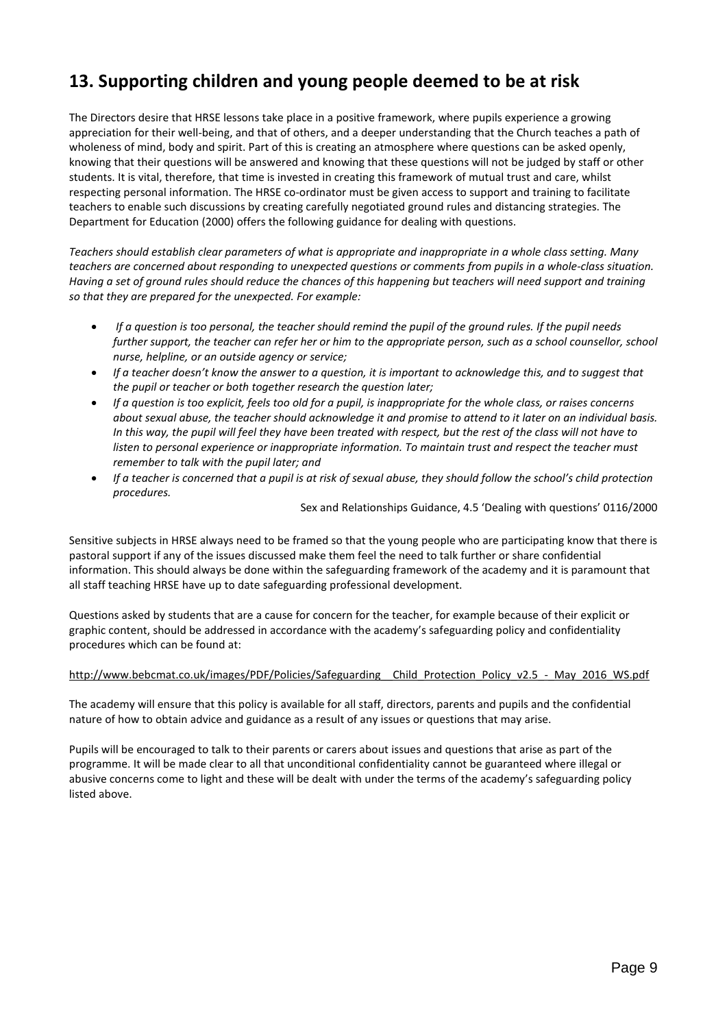## 13. Supporting children and young people deemed to be at risk

The Directors desire that HRSE lessons take place in a positive framework, where pupils experience a growing appreciation for their well-being, and that of others, and a deeper understanding that the Church teaches a path of wholeness of mind, body and spirit. Part of this is creating an atmosphere where questions can be asked openly, knowing that their questions will be answered and knowing that these questions will not be judged by staff or other students. It is vital, therefore, that time is invested in creating this framework of mutual trust and care, whilst respecting personal information. The HRSE co-ordinator must be given access to support and training to facilitate teachers to enable such discussions by creating carefully negotiated ground rules and distancing strategies. The Department for Education (2000) offers the following guidance for dealing with questions.

*Teachers should establish clear parameters of what is appropriate and inappropriate in a whole class setting. Many teachers are concerned about responding to unexpected questions or comments from pupils in a whole-class situation. Having a set of ground rules should reduce the chances of this happening but teachers will need support and training so that they are prepared for the unexpected. For example:*

- *If a question is too personal, the teacher should remind the pupil of the ground rules. If the pupil needs further support, the teacher can refer her or him to the appropriate person, such as a school counsellor, school nurse, helpline, or an outside agency or service;*
- *If a teacher doesn't know the answer to a question, it is important to acknowledge this, and to suggest that the pupil or teacher or both together research the question later;*
- *If a question is too explicit, feels too old for a pupil, is inappropriate for the whole class, or raises concerns about sexual abuse, the teacher should acknowledge it and promise to attend to it later on an individual basis. In this way, the pupil will feel they have been treated with respect, but the rest of the class will not have to listen to personal experience or inappropriate information. To maintain trust and respect the teacher must remember to talk with the pupil later; and*
- *If a teacher is concerned that a pupil is at risk of sexual abuse, they should follow the school's child protection procedures.*

Sex and Relationships Guidance, 4.5 'Dealing with questions' 0116/2000

Sensitive subjects in HRSE always need to be framed so that the young people who are participating know that there is pastoral support if any of the issues discussed make them feel the need to talk further or share confidential information. This should always be done within the safeguarding framework of the academy and it is paramount that all staff teaching HRSE have up to date safeguarding professional development.

Questions asked by students that are a cause for concern for the teacher, for example because of their explicit or graphic content, should be addressed in accordance with the academy's safeguarding policy and confidentiality procedures which can be found at:

http://www.bebcmat.co.uk/images/PDF/Policies/Safeguarding__Child_Protection_Policy_v2.5_-_May_2016_WS.pdf

The academy will ensure that this policy is available for all staff, directors, parents and pupils and the confidential nature of how to obtain advice and guidance as a result of any issues or questions that may arise.

Pupils will be encouraged to talk to their parents or carers about issues and questions that arise as part of the programme. It will be made clear to all that unconditional confidentiality cannot be guaranteed where illegal or abusive concerns come to light and these will be dealt with under the terms of the academy's safeguarding policy listed above.